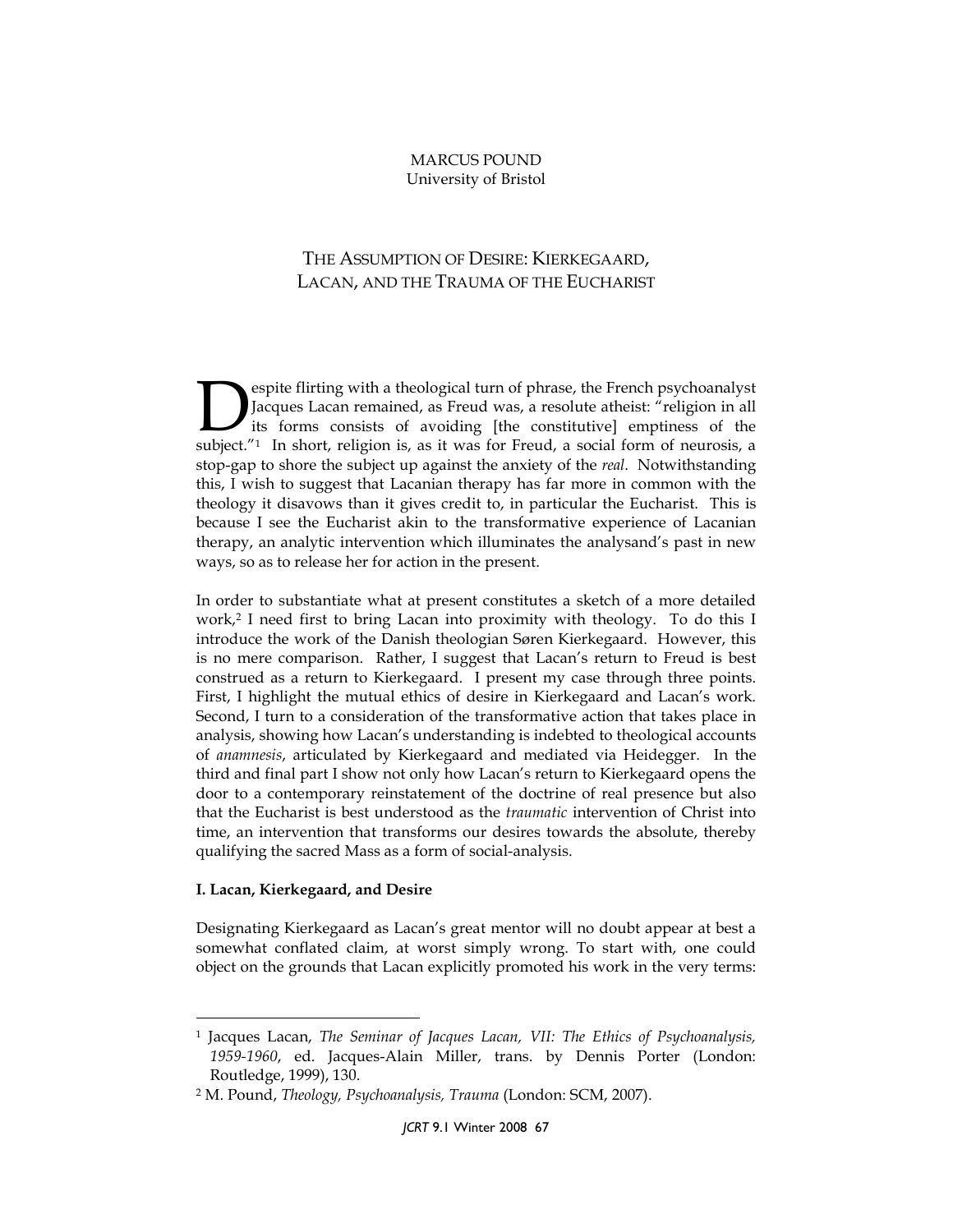MARCUS POUND
University of Bristol

# THE ASSUMPTION OF DESIRE: KIERKEGAARD, LACAN, AND THE TRAUMA OF THE EUCHARIST

Despite flirting with a theological turn of phrase, the French psychoanalyst Jacques Lacan remained, as Freud was, a resolute atheist: "religion in all its forms consists of avoiding [the constitutive] emptiness of the subject."[1] In short, religion is, as it was for Freud, a social form of neurosis, a stop-gap to shore the subject up against the anxiety of the *real*. Notwithstanding this, I wish to suggest that Lacanian therapy has far more in common with the theology it disavows than it gives credit to, in particular the Eucharist. This is because I see the Eucharist akin to the transformative experience of Lacanian therapy, an analytic intervention which illuminates the analysand's past in new ways, so as to release her for action in the present.

In order to substantiate what at present constitutes a sketch of a more detailed work,[2] I need first to bring Lacan into proximity with theology. To do this I introduce the work of the Danish theologian Søren Kierkegaard. However, this is no mere comparison. Rather, I suggest that Lacan's return to Freud is best construed as a return to Kierkegaard. I present my case through three points. First, I highlight the mutual ethics of desire in Kierkegaard and Lacan's work. Second, I turn to a consideration of the transformative action that takes place in analysis, showing how Lacan's understanding is indebted to theological accounts of *anamnesis*, articulated by Kierkegaard and mediated via Heidegger. In the third and final part I show not only how Lacan's return to Kierkegaard opens the door to a contemporary reinstatement of the doctrine of real presence but also that the Eucharist is best understood as the *traumatic* intervention of Christ into time, an intervention that transforms our desires towards the absolute, thereby qualifying the sacred Mass as a form of social-analysis.

**I. Lacan, Kierkegaard, and Desire**

Designating Kierkegaard as Lacan's great mentor will no doubt appear at best a somewhat conflated claim, at worst simply wrong. To start with, one could object on the grounds that Lacan explicitly promoted his work in the very terms:

---

[1] Jacques Lacan, *The Seminar of Jacques Lacan, VII: The Ethics of Psychoanalysis, 1959-1960*, ed. Jacques-Alain Miller, trans. by Dennis Porter (London: Routledge, 1999), 130.

[2] M. Pound, *Theology, Psychoanalysis, Trauma* (London: SCM, 2007).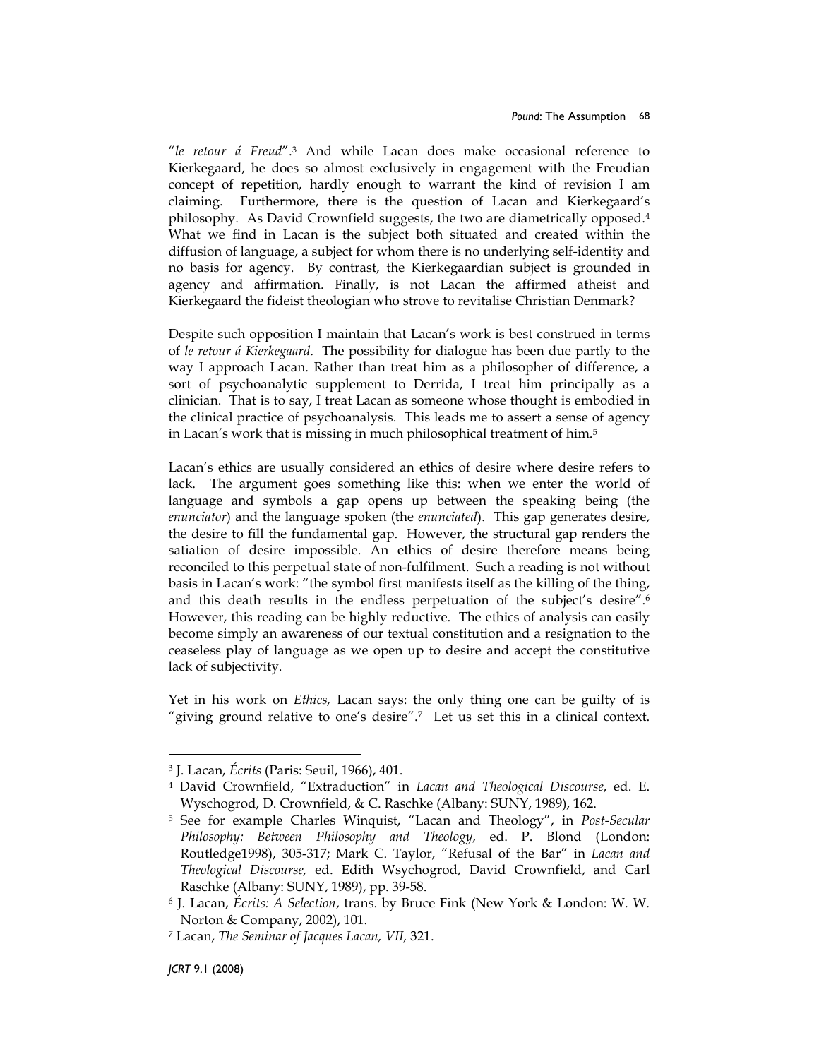"*le retour á Freud*".[3] And while Lacan does make occasional reference to Kierkegaard, he does so almost exclusively in engagement with the Freudian concept of repetition, hardly enough to warrant the kind of revision I am claiming. Furthermore, there is the question of Lacan and Kierkegaard's philosophy. As David Crownfield suggests, the two are diametrically opposed.[4] What we find in Lacan is the subject both situated and created within the diffusion of language, a subject for whom there is no underlying self-identity and no basis for agency. By contrast, the Kierkegaardian subject is grounded in agency and affirmation. Finally, is not Lacan the affirmed atheist and Kierkegaard the fideist theologian who strove to revitalise Christian Denmark?

Despite such opposition I maintain that Lacan's work is best construed in terms of *le retour á Kierkegaard*. The possibility for dialogue has been due partly to the way I approach Lacan. Rather than treat him as a philosopher of difference, a sort of psychoanalytic supplement to Derrida, I treat him principally as a clinician. That is to say, I treat Lacan as someone whose thought is embodied in the clinical practice of psychoanalysis. This leads me to assert a sense of agency in Lacan's work that is missing in much philosophical treatment of him.[5]

Lacan's ethics are usually considered an ethics of desire where desire refers to lack. The argument goes something like this: when we enter the world of language and symbols a gap opens up between the speaking being (the *enunciator*) and the language spoken (the *enunciated*). This gap generates desire, the desire to fill the fundamental gap. However, the structural gap renders the satiation of desire impossible. An ethics of desire therefore means being reconciled to this perpetual state of non-fulfilment. Such a reading is not without basis in Lacan's work: "the symbol first manifests itself as the killing of the thing, and this death results in the endless perpetuation of the subject's desire".[6] However, this reading can be highly reductive. The ethics of analysis can easily become simply an awareness of our textual constitution and a resignation to the ceaseless play of language as we open up to desire and accept the constitutive lack of subjectivity.

Yet in his work on *Ethics,* Lacan says: the only thing one can be guilty of is "giving ground relative to one's desire".[7] Let us set this in a clinical context.

---

[3] J. Lacan, *Écrits* (Paris: Seuil, 1966), 401.

[4] David Crownfield, "Extraduction" in *Lacan and Theological Discourse*, ed. E. Wyschogrod, D. Crownfield, & C. Raschke (Albany: SUNY, 1989), 162.

[5] See for example Charles Winquist, "Lacan and Theology", in *Post-Secular Philosophy: Between Philosophy and Theology*, ed. P. Blond (London: Routledge1998), 305-317; Mark C. Taylor, "Refusal of the Bar" in *Lacan and Theological Discourse,* ed. Edith Wsychogrod, David Crownfield, and Carl Raschke (Albany: SUNY, 1989), pp. 39-58.

[6] J. Lacan, *Écrits: A Selection*, trans. by Bruce Fink (New York & London: W. W. Norton & Company, 2002), 101.

[7] Lacan, *The Seminar of Jacques Lacan, VII,* 321.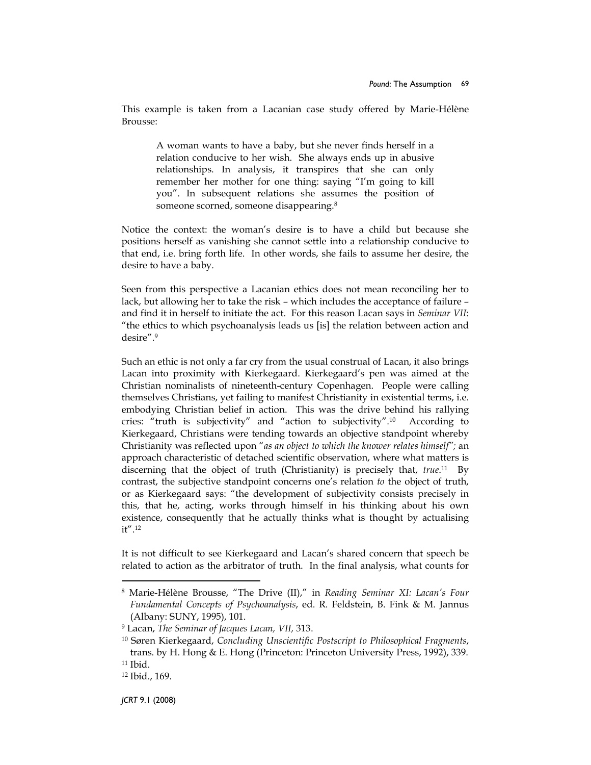This example is taken from a Lacanian case study offered by Marie-Hélène Brousse:

> A woman wants to have a baby, but she never finds herself in a relation conducive to her wish. She always ends up in abusive relationships. In analysis, it transpires that she can only remember her mother for one thing: saying "I'm going to kill you". In subsequent relations she assumes the position of someone scorned, someone disappearing.[8]

Notice the context: the woman's desire is to have a child but because she positions herself as vanishing she cannot settle into a relationship conducive to that end, i.e. bring forth life. In other words, she fails to assume her desire, the desire to have a baby.

Seen from this perspective a Lacanian ethics does not mean reconciling her to lack, but allowing her to take the risk – which includes the acceptance of failure – and find it in herself to initiate the act. For this reason Lacan says in *Seminar VII*: "the ethics to which psychoanalysis leads us [is] the relation between action and desire".[9]

Such an ethic is not only a far cry from the usual construal of Lacan, it also brings Lacan into proximity with Kierkegaard. Kierkegaard's pen was aimed at the Christian nominalists of nineteenth-century Copenhagen. People were calling themselves Christians, yet failing to manifest Christianity in existential terms, i.e. embodying Christian belief in action. This was the drive behind his rallying cries: "truth is subjectivity" and "action to subjectivity".[10] According to Kierkegaard, Christians were tending towards an objective standpoint whereby Christianity was reflected upon "*as an object to which the knower relates himself*"; an approach characteristic of detached scientific observation, where what matters is discerning that the object of truth (Christianity) is precisely that, *true*.[11] By contrast, the subjective standpoint concerns one's relation *to* the object of truth, or as Kierkegaard says: "the development of subjectivity consists precisely in this, that he, acting, works through himself in his thinking about his own existence, consequently that he actually thinks what is thought by actualising it".[12]

It is not difficult to see Kierkegaard and Lacan's shared concern that speech be related to action as the arbitrator of truth. In the final analysis, what counts for

---

[8] Marie-Hélène Brousse, "The Drive (II)," in *Reading Seminar XI: Lacan's Four Fundamental Concepts of Psychoanalysis*, ed. R. Feldstein, B. Fink & M. Jannus (Albany: SUNY, 1995), 101.

[9] Lacan, *The Seminar of Jacques Lacan, VII,* 313.

[10] Søren Kierkegaard, *Concluding Unscientific Postscript to Philosophical Fragments*, trans. by H. Hong & E. Hong (Princeton: Princeton University Press, 1992), 339.

[11] Ibid.

[12] Ibid., 169.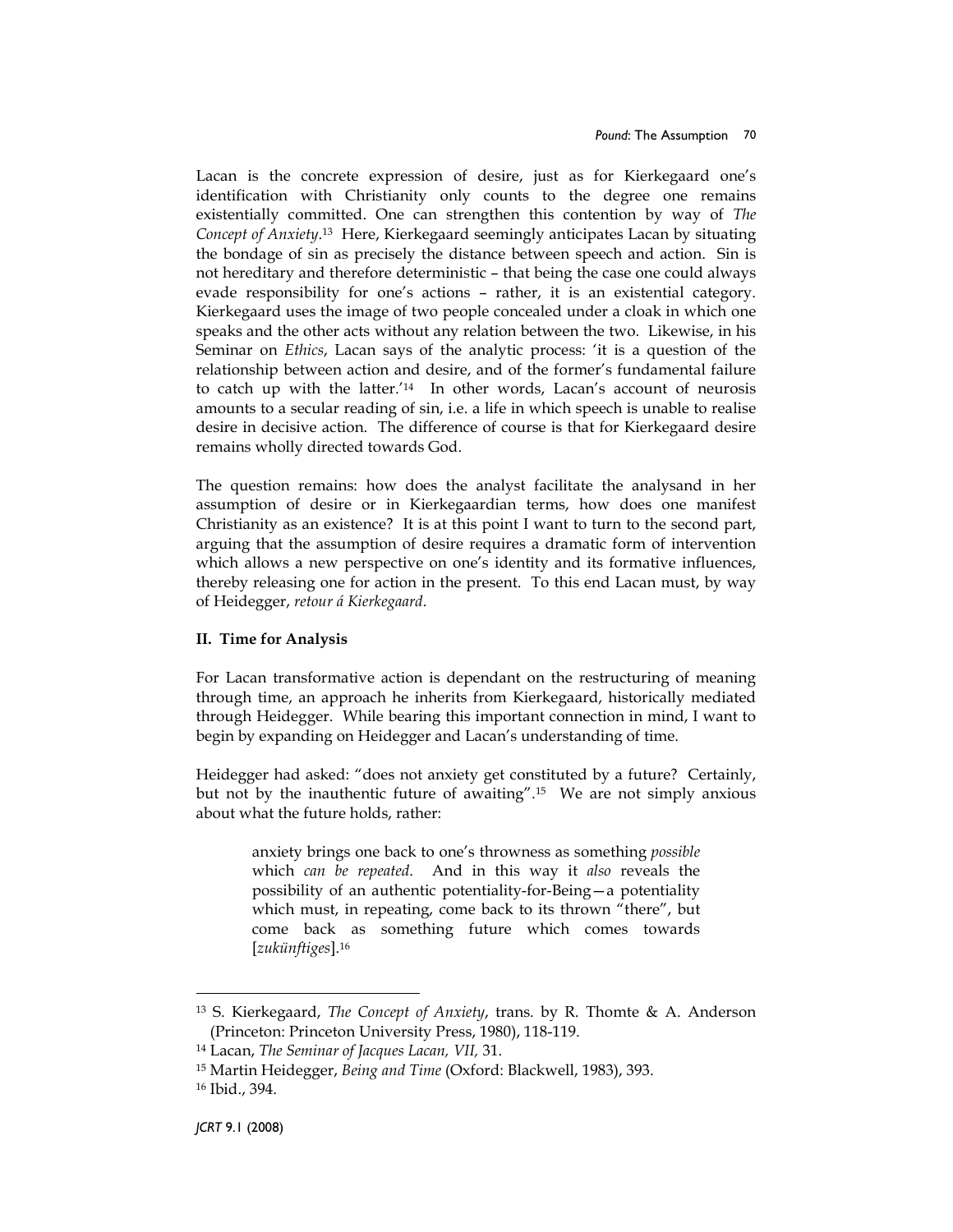Lacan is the concrete expression of desire, just as for Kierkegaard one's identification with Christianity only counts to the degree one remains existentially committed. One can strengthen this contention by way of *The Concept of Anxiety*.[13] Here, Kierkegaard seemingly anticipates Lacan by situating the bondage of sin as precisely the distance between speech and action. Sin is not hereditary and therefore deterministic – that being the case one could always evade responsibility for one's actions – rather, it is an existential category. Kierkegaard uses the image of two people concealed under a cloak in which one speaks and the other acts without any relation between the two. Likewise, in his Seminar on *Ethics*, Lacan says of the analytic process: 'it is a question of the relationship between action and desire, and of the former's fundamental failure to catch up with the latter.'[14] In other words, Lacan's account of neurosis amounts to a secular reading of sin, i.e. a life in which speech is unable to realise desire in decisive action. The difference of course is that for Kierkegaard desire remains wholly directed towards God.

The question remains: how does the analyst facilitate the analysand in her assumption of desire or in Kierkegaardian terms, how does one manifest Christianity as an existence? It is at this point I want to turn to the second part, arguing that the assumption of desire requires a dramatic form of intervention which allows a new perspective on one's identity and its formative influences, thereby releasing one for action in the present. To this end Lacan must, by way of Heidegger, *retour á Kierkegaard*.

## II. Time for Analysis

For Lacan transformative action is dependant on the restructuring of meaning through time, an approach he inherits from Kierkegaard, historically mediated through Heidegger. While bearing this important connection in mind, I want to begin by expanding on Heidegger and Lacan's understanding of time.

Heidegger had asked: "does not anxiety get constituted by a future? Certainly, but not by the inauthentic future of awaiting".[15] We are not simply anxious about what the future holds, rather:

> anxiety brings one back to one's thrownness as something *possible* which *can be repeated*. And in this way it *also* reveals the possibility of an authentic potentiality-for-Being—a potentiality which must, in repeating, come back to its thrown "there", but come back as something future which comes towards [*zukünftiges*].[16]

---

[13] S. Kierkegaard, *The Concept of Anxiety*, trans. by R. Thomte & A. Anderson (Princeton: Princeton University Press, 1980), 118-119.

[14] Lacan, *The Seminar of Jacques Lacan, VII,* 31.

[15] Martin Heidegger, *Being and Time* (Oxford: Blackwell, 1983), 393.

[16] Ibid., 394.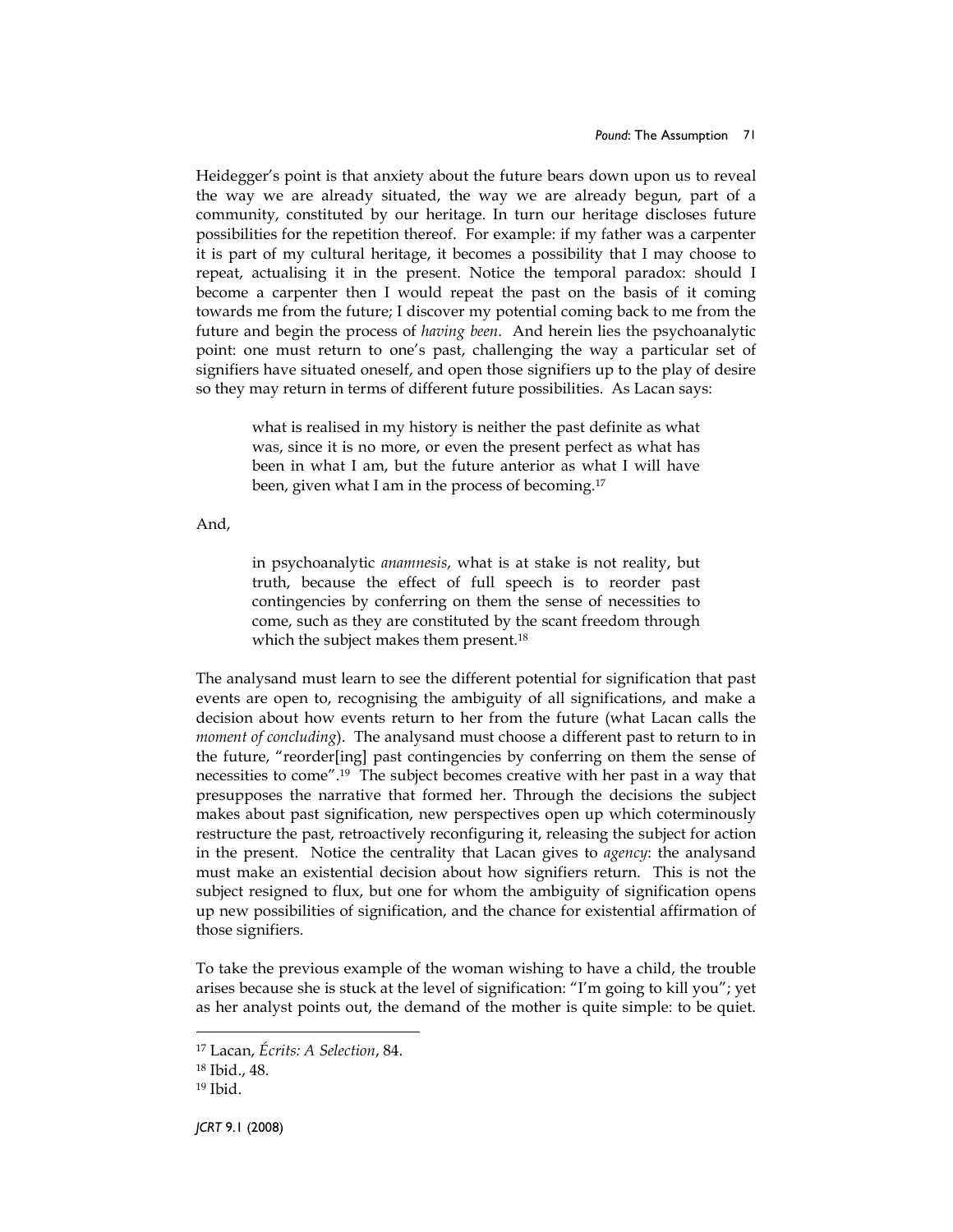Heidegger's point is that anxiety about the future bears down upon us to reveal the way we are already situated, the way we are already begun, part of a community, constituted by our heritage. In turn our heritage discloses future possibilities for the repetition thereof. For example: if my father was a carpenter it is part of my cultural heritage, it becomes a possibility that I may choose to repeat, actualising it in the present. Notice the temporal paradox: should I become a carpenter then I would repeat the past on the basis of it coming towards me from the future; I discover my potential coming back to me from the future and begin the process of *having been*. And herein lies the psychoanalytic point: one must return to one's past, challenging the way a particular set of signifiers have situated oneself, and open those signifiers up to the play of desire so they may return in terms of different future possibilities. As Lacan says:

> what is realised in my history is neither the past definite as what was, since it is no more, or even the present perfect as what has been in what I am, but the future anterior as what I will have been, given what I am in the process of becoming.[17]

And,

> in psychoanalytic *anamnesis*, what is at stake is not reality, but truth, because the effect of full speech is to reorder past contingencies by conferring on them the sense of necessities to come, such as they are constituted by the scant freedom through which the subject makes them present.[18]

The analysand must learn to see the different potential for signification that past events are open to, recognising the ambiguity of all significations, and make a decision about how events return to her from the future (what Lacan calls the *moment of concluding*). The analysand must choose a different past to return to in the future, "reorder[ing] past contingencies by conferring on them the sense of necessities to come".[19] The subject becomes creative with her past in a way that presupposes the narrative that formed her. Through the decisions the subject makes about past signification, new perspectives open up which coterminously restructure the past, retroactively reconfiguring it, releasing the subject for action in the present. Notice the centrality that Lacan gives to *agency*: the analysand must make an existential decision about how signifiers return. This is not the subject resigned to flux, but one for whom the ambiguity of signification opens up new possibilities of signification, and the chance for existential affirmation of those signifiers.

To take the previous example of the woman wishing to have a child, the trouble arises because she is stuck at the level of signification: "I'm going to kill you"; yet as her analyst points out, the demand of the mother is quite simple: to be quiet.

---

[17] Lacan, *Écrits: A Selection*, 84.

[18] Ibid., 48.

[19] Ibid.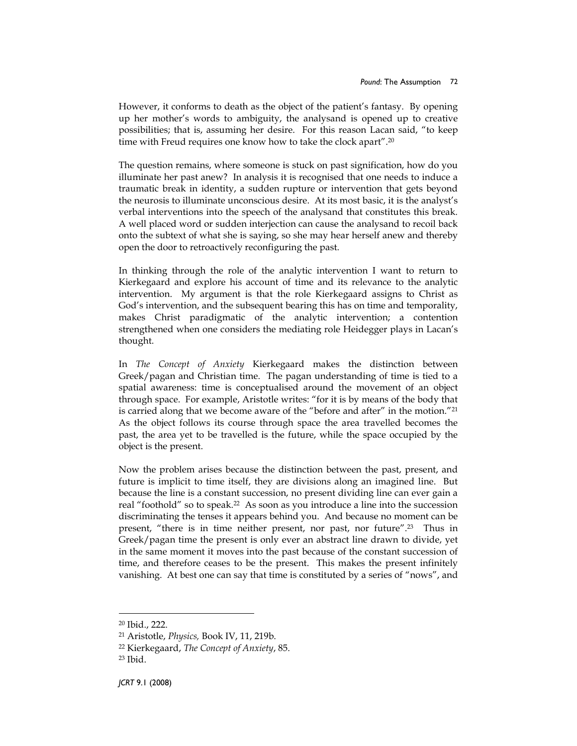However, it conforms to death as the object of the patient's fantasy. By opening up her mother's words to ambiguity, the analysand is opened up to creative possibilities; that is, assuming her desire. For this reason Lacan said, "to keep time with Freud requires one know how to take the clock apart".[20]

The question remains, where someone is stuck on past signification, how do you illuminate her past anew? In analysis it is recognised that one needs to induce a traumatic break in identity, a sudden rupture or intervention that gets beyond the neurosis to illuminate unconscious desire. At its most basic, it is the analyst's verbal interventions into the speech of the analysand that constitutes this break. A well placed word or sudden interjection can cause the analysand to recoil back onto the subtext of what she is saying, so she may hear herself anew and thereby open the door to retroactively reconfiguring the past.

In thinking through the role of the analytic intervention I want to return to Kierkegaard and explore his account of time and its relevance to the analytic intervention. My argument is that the role Kierkegaard assigns to Christ as God's intervention, and the subsequent bearing this has on time and temporality, makes Christ paradigmatic of the analytic intervention; a contention strengthened when one considers the mediating role Heidegger plays in Lacan's thought.

In *The Concept of Anxiety* Kierkegaard makes the distinction between Greek/pagan and Christian time. The pagan understanding of time is tied to a spatial awareness: time is conceptualised around the movement of an object through space. For example, Aristotle writes: "for it is by means of the body that is carried along that we become aware of the "before and after" in the motion."[21] As the object follows its course through space the area travelled becomes the past, the area yet to be travelled is the future, while the space occupied by the object is the present.

Now the problem arises because the distinction between the past, present, and future is implicit to time itself, they are divisions along an imagined line. But because the line is a constant succession, no present dividing line can ever gain a real "foothold" so to speak.[22] As soon as you introduce a line into the succession discriminating the tenses it appears behind you. And because no moment can be present, "there is in time neither present, nor past, nor future".[23] Thus in Greek/pagan time the present is only ever an abstract line drawn to divide, yet in the same moment it moves into the past because of the constant succession of time, and therefore ceases to be the present. This makes the present infinitely vanishing. At best one can say that time is constituted by a series of "nows", and

---

[20] Ibid., 222.

[21] Aristotle, *Physics,* Book IV, 11, 219b.

[22] Kierkegaard, *The Concept of Anxiety*, 85.

[23] Ibid.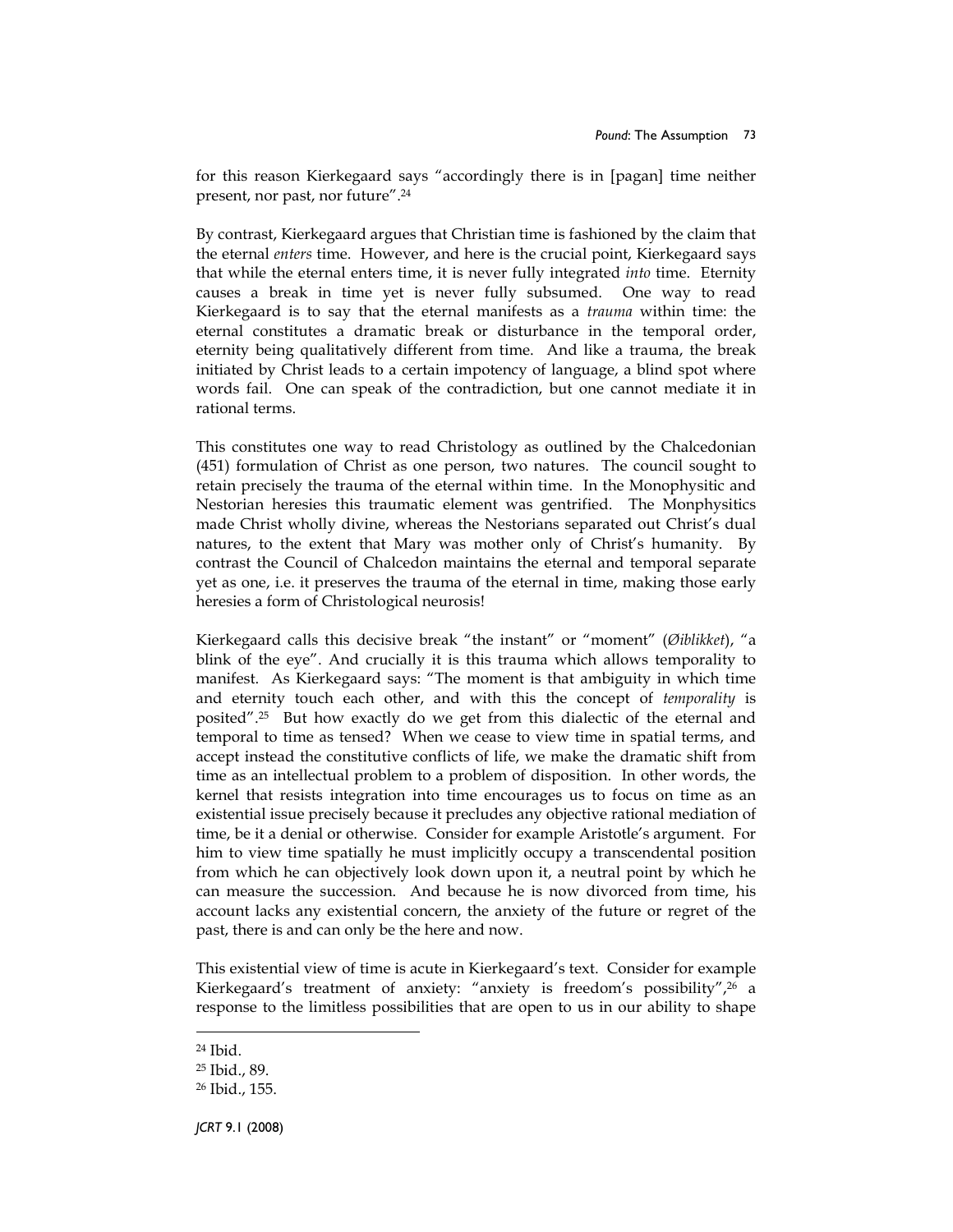for this reason Kierkegaard says "accordingly there is in [pagan] time neither present, nor past, nor future".[24]

By contrast, Kierkegaard argues that Christian time is fashioned by the claim that the eternal *enters* time. However, and here is the crucial point, Kierkegaard says that while the eternal enters time, it is never fully integrated *into* time. Eternity causes a break in time yet is never fully subsumed. One way to read Kierkegaard is to say that the eternal manifests as a *trauma* within time: the eternal constitutes a dramatic break or disturbance in the temporal order, eternity being qualitatively different from time. And like a trauma, the break initiated by Christ leads to a certain impotency of language, a blind spot where words fail. One can speak of the contradiction, but one cannot mediate it in rational terms.

This constitutes one way to read Christology as outlined by the Chalcedonian (451) formulation of Christ as one person, two natures. The council sought to retain precisely the trauma of the eternal within time. In the Monophysitic and Nestorian heresies this traumatic element was gentrified. The Monphysitics made Christ wholly divine, whereas the Nestorians separated out Christ's dual natures, to the extent that Mary was mother only of Christ's humanity. By contrast the Council of Chalcedon maintains the eternal and temporal separate yet as one, i.e. it preserves the trauma of the eternal in time, making those early heresies a form of Christological neurosis!

Kierkegaard calls this decisive break "the instant" or "moment" (*Øiblikket*), "a blink of the eye". And crucially it is this trauma which allows temporality to manifest. As Kierkegaard says: "The moment is that ambiguity in which time and eternity touch each other, and with this the concept of *temporality* is posited".[25] But how exactly do we get from this dialectic of the eternal and temporal to time as tensed? When we cease to view time in spatial terms, and accept instead the constitutive conflicts of life, we make the dramatic shift from time as an intellectual problem to a problem of disposition. In other words, the kernel that resists integration into time encourages us to focus on time as an existential issue precisely because it precludes any objective rational mediation of time, be it a denial or otherwise. Consider for example Aristotle's argument. For him to view time spatially he must implicitly occupy a transcendental position from which he can objectively look down upon it, a neutral point by which he can measure the succession. And because he is now divorced from time, his account lacks any existential concern, the anxiety of the future or regret of the past, there is and can only be the here and now.

This existential view of time is acute in Kierkegaard's text. Consider for example Kierkegaard's treatment of anxiety: "anxiety is freedom's possibility",[26] a response to the limitless possibilities that are open to us in our ability to shape

---

[24] Ibid.

[25] Ibid., 89.

[26] Ibid., 155.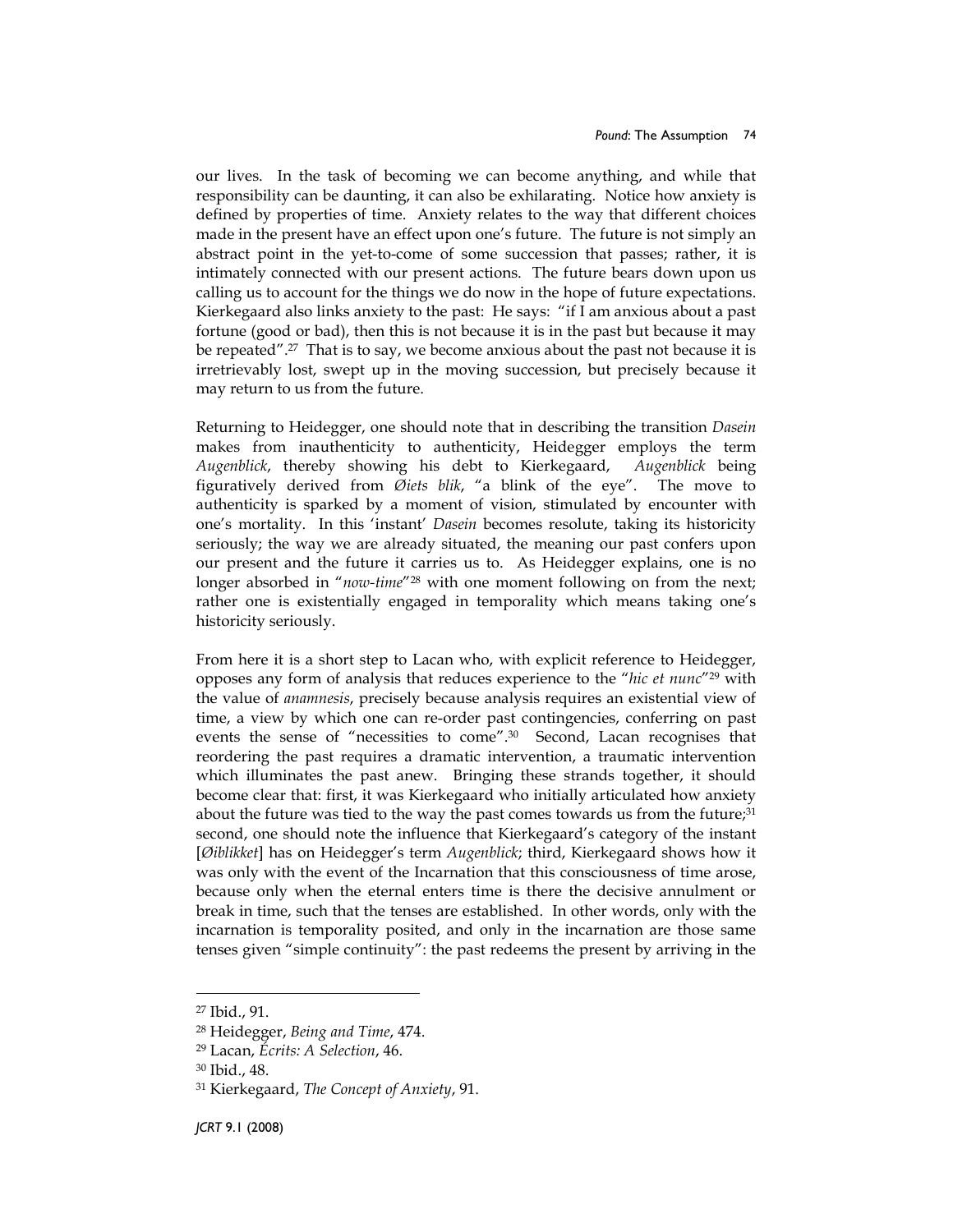our lives. In the task of becoming we can become anything, and while that responsibility can be daunting, it can also be exhilarating. Notice how anxiety is defined by properties of time. Anxiety relates to the way that different choices made in the present have an effect upon one's future. The future is not simply an abstract point in the yet-to-come of some succession that passes; rather, it is intimately connected with our present actions. The future bears down upon us calling us to account for the things we do now in the hope of future expectations. Kierkegaard also links anxiety to the past: He says: "if I am anxious about a past fortune (good or bad), then this is not because it is in the past but because it may be repeated".[27] That is to say, we become anxious about the past not because it is irretrievably lost, swept up in the moving succession, but precisely because it may return to us from the future.

Returning to Heidegger, one should note that in describing the transition *Dasein* makes from inauthenticity to authenticity, Heidegger employs the term *Augenblick*, thereby showing his debt to Kierkegaard, *Augenblick* being figuratively derived from *Øiets blik*, "a blink of the eye". The move to authenticity is sparked by a moment of vision, stimulated by encounter with one's mortality. In this 'instant' *Dasein* becomes resolute, taking its historicity seriously; the way we are already situated, the meaning our past confers upon our present and the future it carries us to. As Heidegger explains, one is no longer absorbed in "*now-time*"[28] with one moment following on from the next; rather one is existentially engaged in temporality which means taking one's historicity seriously.

From here it is a short step to Lacan who, with explicit reference to Heidegger, opposes any form of analysis that reduces experience to the "*hic et nunc*"[29] with the value of *anamnesis*, precisely because analysis requires an existential view of time, a view by which one can re-order past contingencies, conferring on past events the sense of "necessities to come".[30] Second, Lacan recognises that reordering the past requires a dramatic intervention, a traumatic intervention which illuminates the past anew. Bringing these strands together, it should become clear that: first, it was Kierkegaard who initially articulated how anxiety about the future was tied to the way the past comes towards us from the future;[31] second, one should note the influence that Kierkegaard's category of the instant [*Øiblikket*] has on Heidegger's term *Augenblick*; third, Kierkegaard shows how it was only with the event of the Incarnation that this consciousness of time arose, because only when the eternal enters time is there the decisive annulment or break in time, such that the tenses are established. In other words, only with the incarnation is temporality posited, and only in the incarnation are those same tenses given "simple continuity": the past redeems the present by arriving in the

---

[27] Ibid., 91.

[28] Heidegger, *Being and Time*, 474.

[29] Lacan, *Écrits: A Selection*, 46.

[30] Ibid., 48.

[31] Kierkegaard, *The Concept of Anxiety*, 91.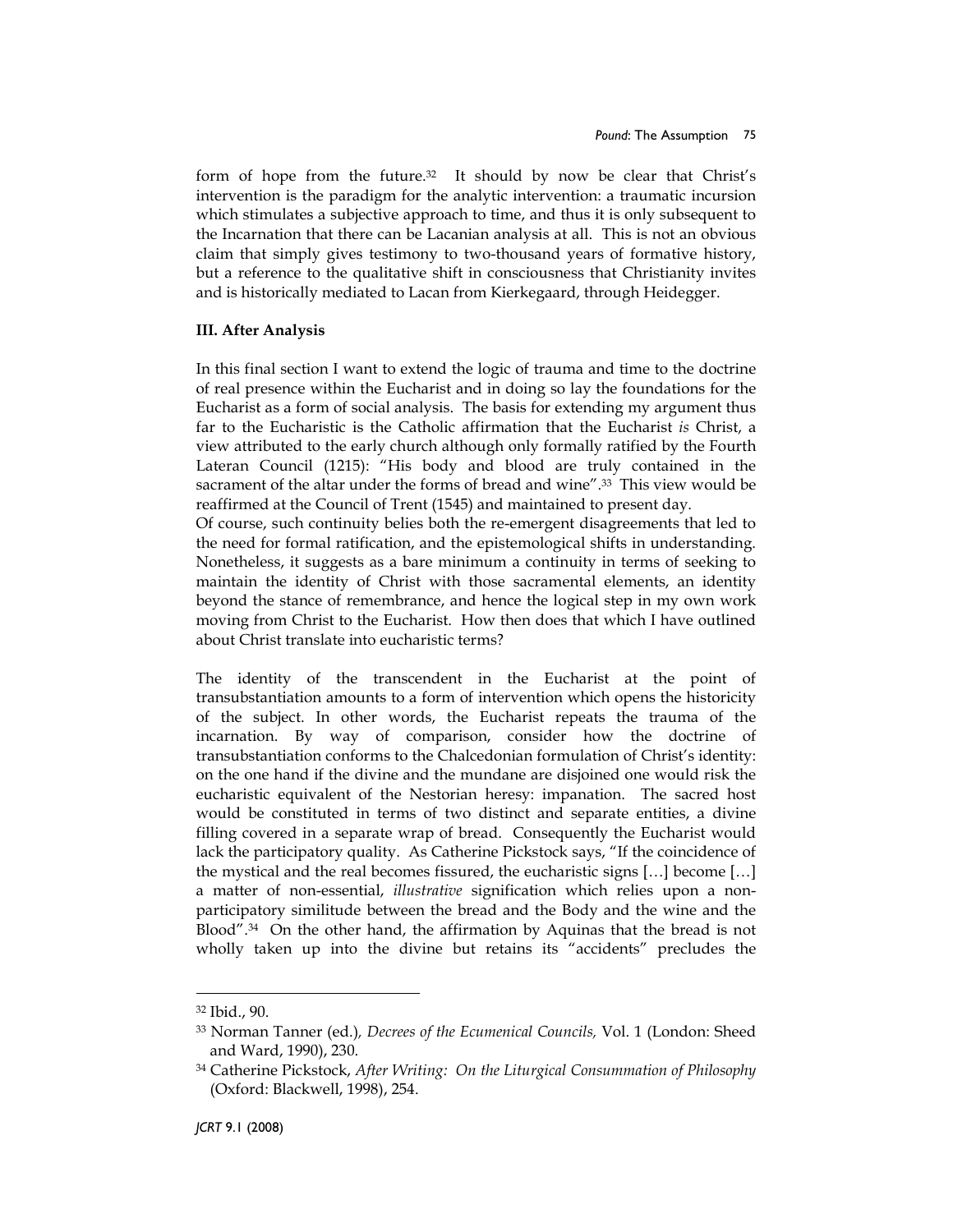form of hope from the future.[32] It should by now be clear that Christ's intervention is the paradigm for the analytic intervention: a traumatic incursion which stimulates a subjective approach to time, and thus it is only subsequent to the Incarnation that there can be Lacanian analysis at all. This is not an obvious claim that simply gives testimony to two-thousand years of formative history, but a reference to the qualitative shift in consciousness that Christianity invites and is historically mediated to Lacan from Kierkegaard, through Heidegger.

### III. After Analysis

In this final section I want to extend the logic of trauma and time to the doctrine of real presence within the Eucharist and in doing so lay the foundations for the Eucharist as a form of social analysis. The basis for extending my argument thus far to the Eucharistic is the Catholic affirmation that the Eucharist *is* Christ, a view attributed to the early church although only formally ratified by the Fourth Lateran Council (1215): "His body and blood are truly contained in the sacrament of the altar under the forms of bread and wine".[33] This view would be reaffirmed at the Council of Trent (1545) and maintained to present day.

Of course, such continuity belies both the re-emergent disagreements that led to the need for formal ratification, and the epistemological shifts in understanding. Nonetheless, it suggests as a bare minimum a continuity in terms of seeking to maintain the identity of Christ with those sacramental elements, an identity beyond the stance of remembrance, and hence the logical step in my own work moving from Christ to the Eucharist. How then does that which I have outlined about Christ translate into eucharistic terms?

The identity of the transcendent in the Eucharist at the point of transubstantiation amounts to a form of intervention which opens the historicity of the subject. In other words, the Eucharist repeats the trauma of the incarnation. By way of comparison, consider how the doctrine of transubstantiation conforms to the Chalcedonian formulation of Christ's identity: on the one hand if the divine and the mundane are disjoined one would risk the eucharistic equivalent of the Nestorian heresy: impanation. The sacred host would be constituted in terms of two distinct and separate entities, a divine filling covered in a separate wrap of bread. Consequently the Eucharist would lack the participatory quality. As Catherine Pickstock says, "If the coincidence of the mystical and the real becomes fissured, the eucharistic signs […] become […] a matter of non-essential, *illustrative* signification which relies upon a non-participatory similitude between the bread and the Body and the wine and the Blood".[34] On the other hand, the affirmation by Aquinas that the bread is not wholly taken up into the divine but retains its "accidents" precludes the

---

[32] Ibid., 90.

[33] Norman Tanner (ed.), *Decrees of the Ecumenical Councils,* Vol. 1 (London: Sheed and Ward, 1990), 230.

[34] Catherine Pickstock, *After Writing: On the Liturgical Consummation of Philosophy* (Oxford: Blackwell, 1998), 254.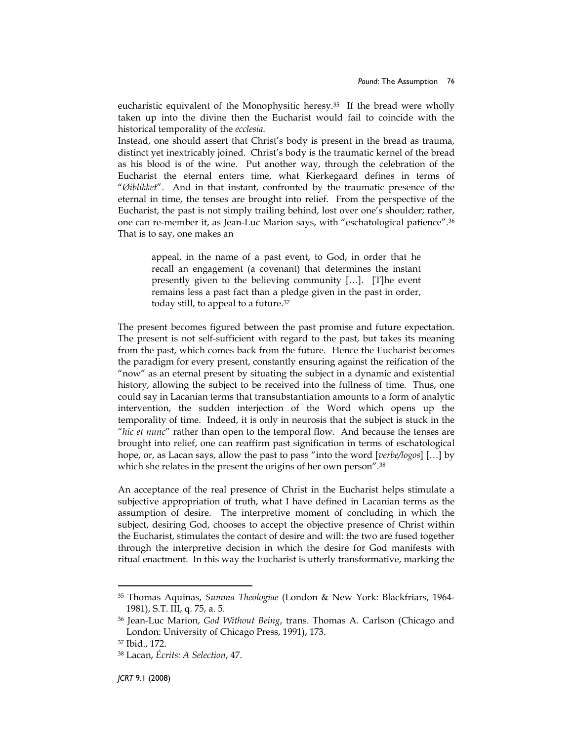eucharistic equivalent of the Monophysitic heresy.[35] If the bread were wholly taken up into the divine then the Eucharist would fail to coincide with the historical temporality of the *ecclesia*.

Instead, one should assert that Christ's body is present in the bread as trauma, distinct yet inextricably joined. Christ's body is the traumatic kernel of the bread as his blood is of the wine. Put another way, through the celebration of the Eucharist the eternal enters time, what Kierkegaard defines in terms of "*Øiblikket*". And in that instant, confronted by the traumatic presence of the eternal in time, the tenses are brought into relief. From the perspective of the Eucharist, the past is not simply trailing behind, lost over one's shoulder; rather, one can re-member it, as Jean-Luc Marion says, with "eschatological patience".[36] That is to say, one makes an

> appeal, in the name of a past event, to God, in order that he recall an engagement (a covenant) that determines the instant presently given to the believing community […]. [T]he event remains less a past fact than a pledge given in the past in order, today still, to appeal to a future.[37]

The present becomes figured between the past promise and future expectation. The present is not self-sufficient with regard to the past, but takes its meaning from the past, which comes back from the future. Hence the Eucharist becomes the paradigm for every present, constantly ensuring against the reification of the "now" as an eternal present by situating the subject in a dynamic and existential history, allowing the subject to be received into the fullness of time. Thus, one could say in Lacanian terms that transubstantiation amounts to a form of analytic intervention, the sudden interjection of the Word which opens up the temporality of time. Indeed, it is only in neurosis that the subject is stuck in the "*hic et nunc*" rather than open to the temporal flow. And because the tenses are brought into relief, one can reaffirm past signification in terms of eschatological hope, or, as Lacan says, allow the past to pass "into the word [*verbe/logos*] […] by which she relates in the present the origins of her own person".[38]

An acceptance of the real presence of Christ in the Eucharist helps stimulate a subjective appropriation of truth, what I have defined in Lacanian terms as the assumption of desire. The interpretive moment of concluding in which the subject, desiring God, chooses to accept the objective presence of Christ within the Eucharist, stimulates the contact of desire and will: the two are fused together through the interpretive decision in which the desire for God manifests with ritual enactment. In this way the Eucharist is utterly transformative, marking the

---

[35] Thomas Aquinas, *Summa Theologiae* (London & New York: Blackfriars, 1964-1981), S.T. III, q. 75, a. 5.

[36] Jean-Luc Marion, *God Without Being*, trans. Thomas A. Carlson (Chicago and London: University of Chicago Press, 1991), 173.

[37] Ibid., 172.

[38] Lacan, *Écrits: A Selection*, 47.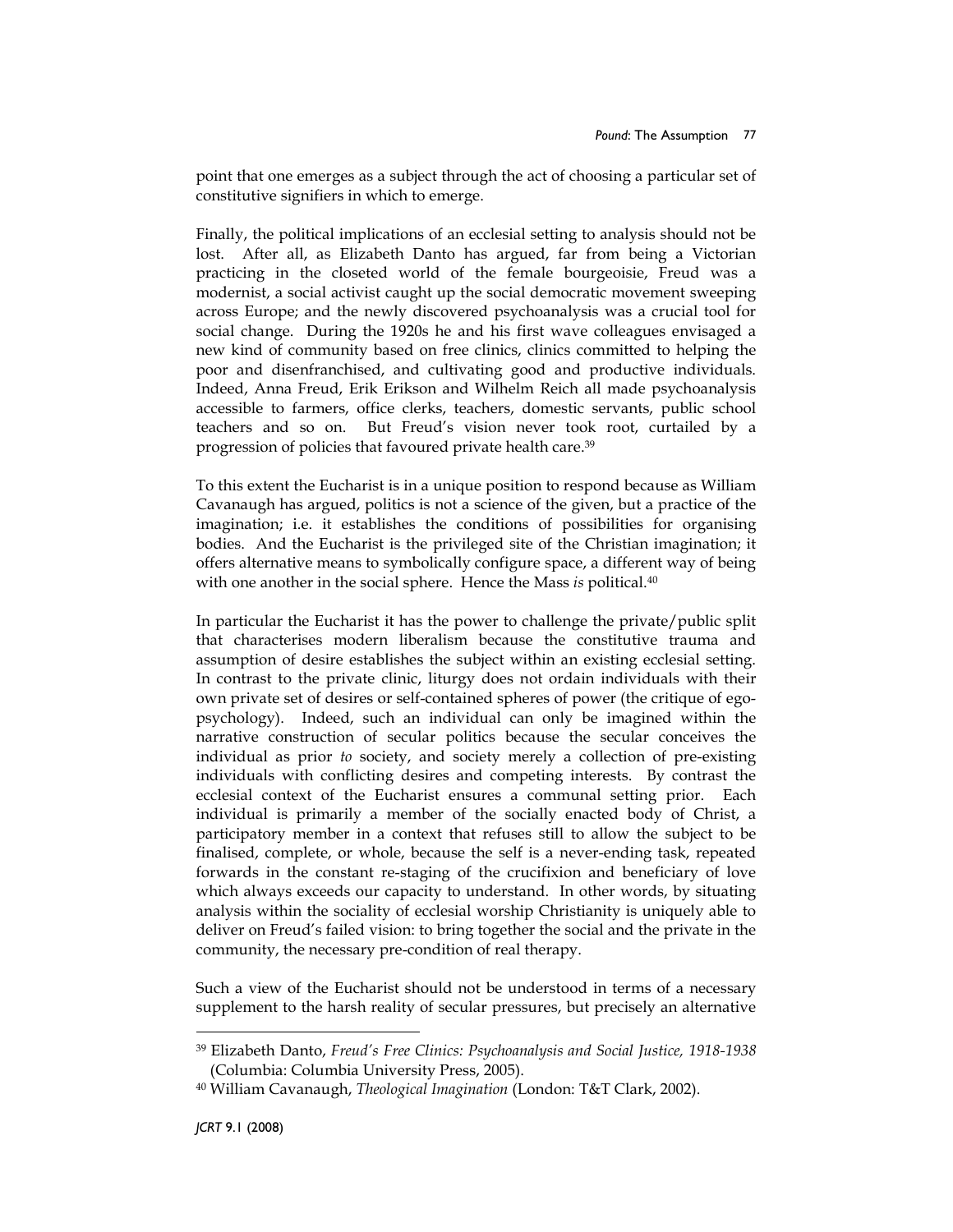point that one emerges as a subject through the act of choosing a particular set of constitutive signifiers in which to emerge.

Finally, the political implications of an ecclesial setting to analysis should not be lost. After all, as Elizabeth Danto has argued, far from being a Victorian practicing in the closeted world of the female bourgeoisie, Freud was a modernist, a social activist caught up the social democratic movement sweeping across Europe; and the newly discovered psychoanalysis was a crucial tool for social change. During the 1920s he and his first wave colleagues envisaged a new kind of community based on free clinics, clinics committed to helping the poor and disenfranchised, and cultivating good and productive individuals. Indeed, Anna Freud, Erik Erikson and Wilhelm Reich all made psychoanalysis accessible to farmers, office clerks, teachers, domestic servants, public school teachers and so on. But Freud's vision never took root, curtailed by a progression of policies that favoured private health care.[39]

To this extent the Eucharist is in a unique position to respond because as William Cavanaugh has argued, politics is not a science of the given, but a practice of the imagination; i.e. it establishes the conditions of possibilities for organising bodies. And the Eucharist is the privileged site of the Christian imagination; it offers alternative means to symbolically configure space, a different way of being with one another in the social sphere. Hence the Mass *is* political.[40]

In particular the Eucharist it has the power to challenge the private/public split that characterises modern liberalism because the constitutive trauma and assumption of desire establishes the subject within an existing ecclesial setting. In contrast to the private clinic, liturgy does not ordain individuals with their own private set of desires or self-contained spheres of power (the critique of ego-psychology). Indeed, such an individual can only be imagined within the narrative construction of secular politics because the secular conceives the individual as prior *to* society, and society merely a collection of pre-existing individuals with conflicting desires and competing interests. By contrast the ecclesial context of the Eucharist ensures a communal setting prior. Each individual is primarily a member of the socially enacted body of Christ, a participatory member in a context that refuses still to allow the subject to be finalised, complete, or whole, because the self is a never-ending task, repeated forwards in the constant re-staging of the crucifixion and beneficiary of love which always exceeds our capacity to understand. In other words, by situating analysis within the sociality of ecclesial worship Christianity is uniquely able to deliver on Freud's failed vision: to bring together the social and the private in the community, the necessary pre-condition of real therapy.

Such a view of the Eucharist should not be understood in terms of a necessary supplement to the harsh reality of secular pressures, but precisely an alternative

---

[39] Elizabeth Danto, *Freud's Free Clinics: Psychoanalysis and Social Justice, 1918-1938* (Columbia: Columbia University Press, 2005).

[40] William Cavanaugh, *Theological Imagination* (London: T&T Clark, 2002).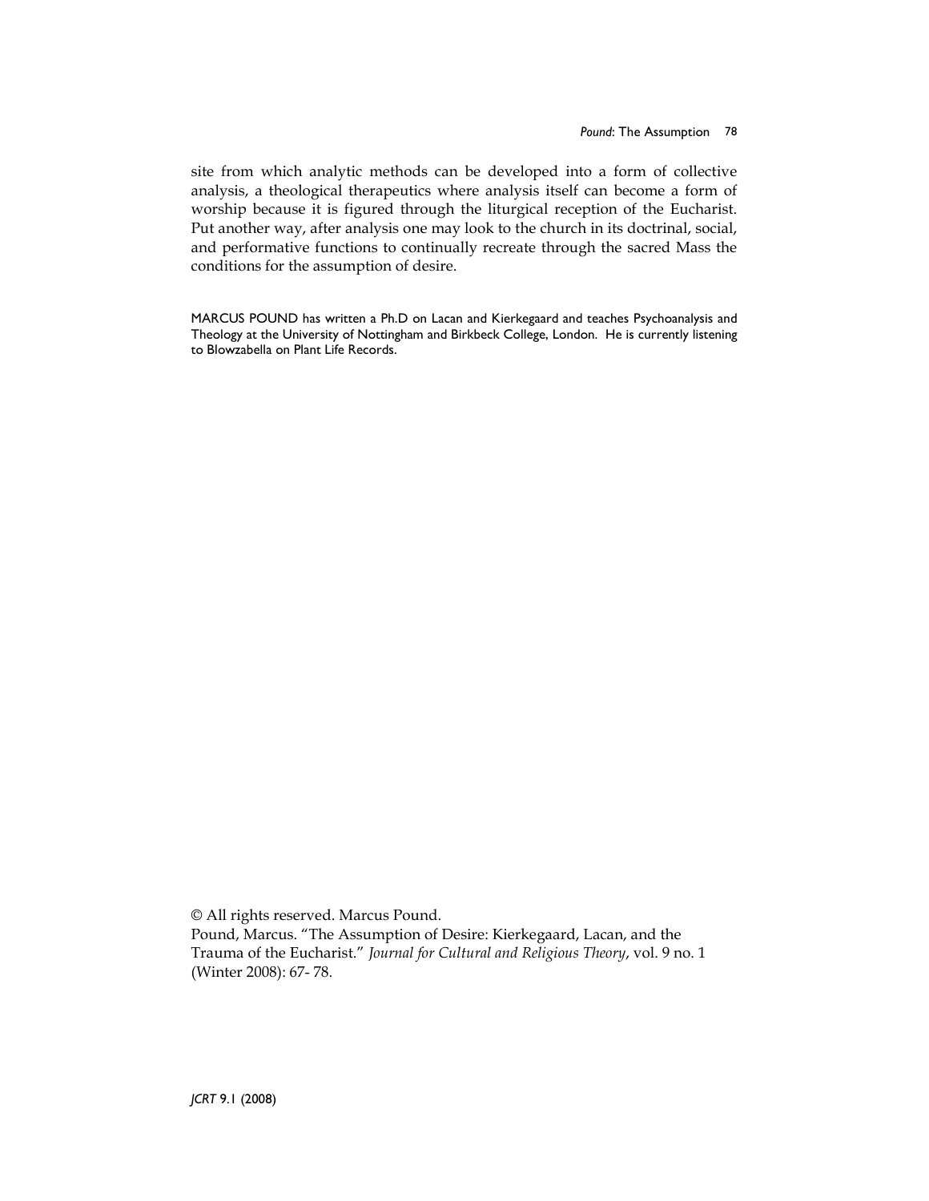site from which analytic methods can be developed into a form of collective analysis, a theological therapeutics where analysis itself can become a form of worship because it is figured through the liturgical reception of the Eucharist. Put another way, after analysis one may look to the church in its doctrinal, social, and performative functions to continually recreate through the sacred Mass the conditions for the assumption of desire.

MARCUS POUND has written a Ph.D on Lacan and Kierkegaard and teaches Psychoanalysis and Theology at the University of Nottingham and Birkbeck College, London. He is currently listening to Blowzabella on Plant Life Records.

© All rights reserved. Marcus Pound.
Pound, Marcus. "The Assumption of Desire: Kierkegaard, Lacan, and the Trauma of the Eucharist." *Journal for Cultural and Religious Theory*, vol. 9 no. 1 (Winter 2008): 67- 78.